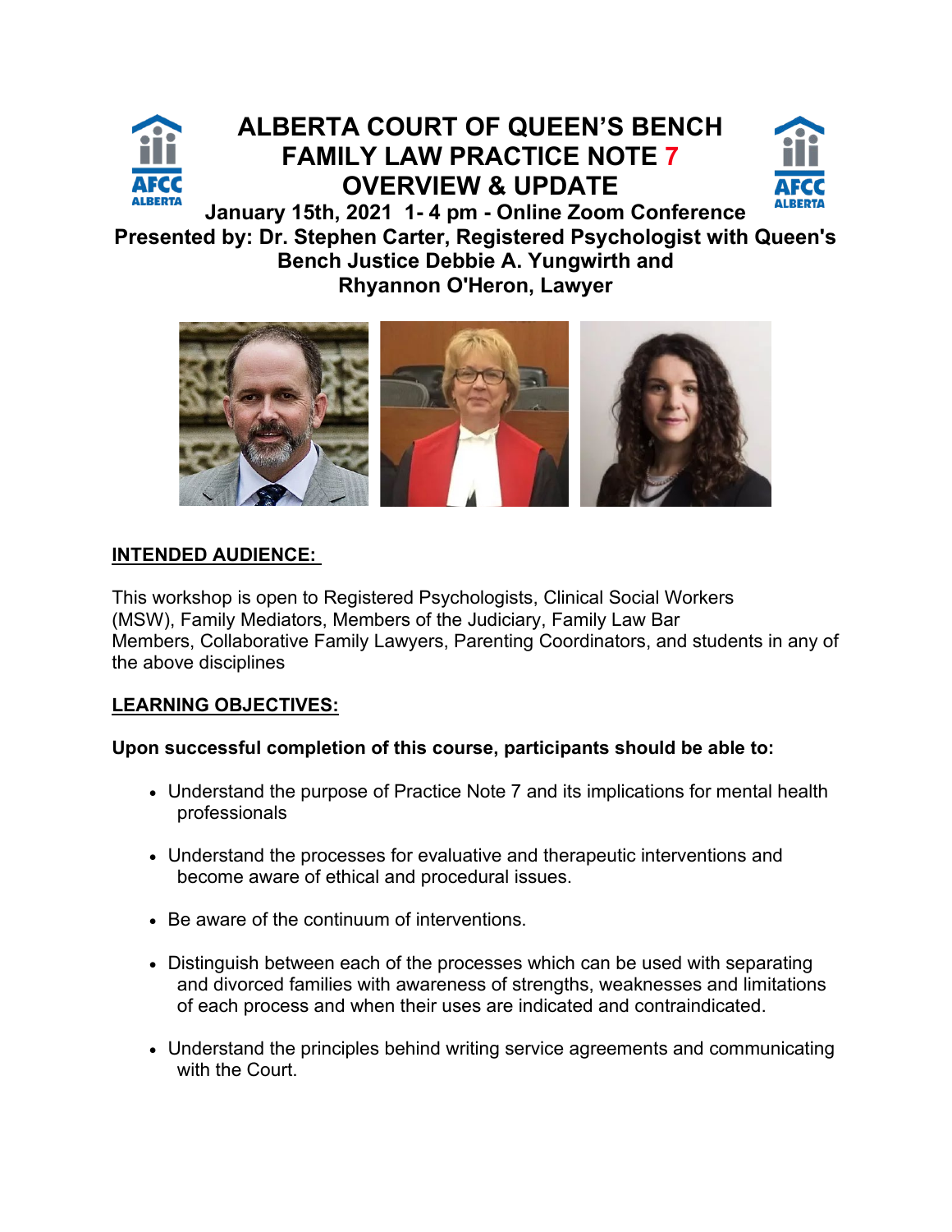# ALBERTA COURT OF QUEEN'S BENCH FAMILY LAW PRACTICE NOTE 7 OVERVIEW & UPDATE

**January 15th, 2021 1- 4 pm - Online Zoom Conference**

**Presented by: Dr. Stephen Carter, Registered Psychologist with Queen's Bench Justice Debbie A. Yungwirth and Rhyannon O'Heron, Lawyer**

## INTENDED AUDIENCE:

This workshop is open to Registered Psychologists, Clinical Social Workers (MSW), Family Mediators, Members of the Judiciary, Family Law Bar Members, Collaborative Family Lawyers, Parenting Coordinators, and students in any of the above disciplines

## LEARNING OBJECTIVES:

**Upon successful completion of this course, participants should be able to:**

- Understand the purpose of Practice Note 7 and its implications for mental health professionals
- Understand the processes for evaluative and therapeutic interventions and become aware of ethical and procedural issues.
- Be aware of the continuum of interventions.
- Distinguish between each of the processes which can be used with separating and divorced families with awareness of strengths, weaknesses and limitations of each process and when their uses are indicated and contraindicated.
- Understand the principles behind writing service agreements and communicating with the Court.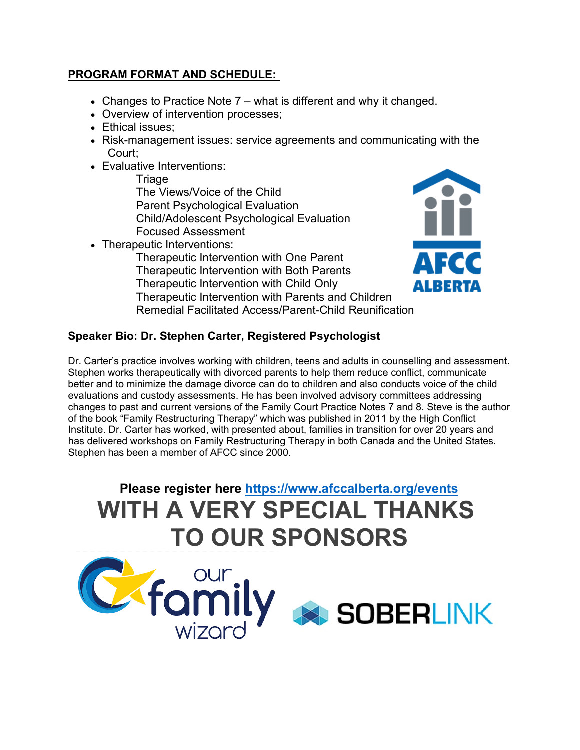**PROGRAM FORMAT AND SCHEDULE:**

- Changes to Practice Note 7 – what is different and why it changed.
- Overview of intervention processes;
- Ethical issues;
- Risk-management issues: service agreements and communicating with the Court;
- Evaluative Interventions:
  - Triage
  - The Views/Voice of the Child
  - Parent Psychological Evaluation
  - Child/Adolescent Psychological Evaluation
  - Focused Assessment
- Therapeutic Interventions:
  - Therapeutic Intervention with One Parent
  - Therapeutic Intervention with Both Parents
  - Therapeutic Intervention with Child Only
  - Therapeutic Intervention with Parents and Children
  - Remedial Facilitated Access/Parent-Child Reunification

AFCC ALBERTA

**Speaker Bio: Dr. Stephen Carter, Registered Psychologist**

Dr. Carter's practice involves working with children, teens and adults in counselling and assessment. Stephen works therapeutically with divorced parents to help them reduce conflict, communicate better and to minimize the damage divorce can do to children and also conducts voice of the child evaluations and custody assessments. He has been involved advisory committees addressing changes to past and current versions of the Family Court Practice Notes 7 and 8. Steve is the author of the book "Family Restructuring Therapy" which was published in 2011 by the High Conflict Institute. Dr. Carter has worked, with presented about, families in transition for over 20 years and has delivered workshops on Family Restructuring Therapy in both Canada and the United States. Stephen has been a member of AFCC since 2000.

**Please register here https://www.afccalberta.org/events**

# WITH A VERY SPECIAL THANKS TO OUR SPONSORS

our family wizard

SOBERLINK